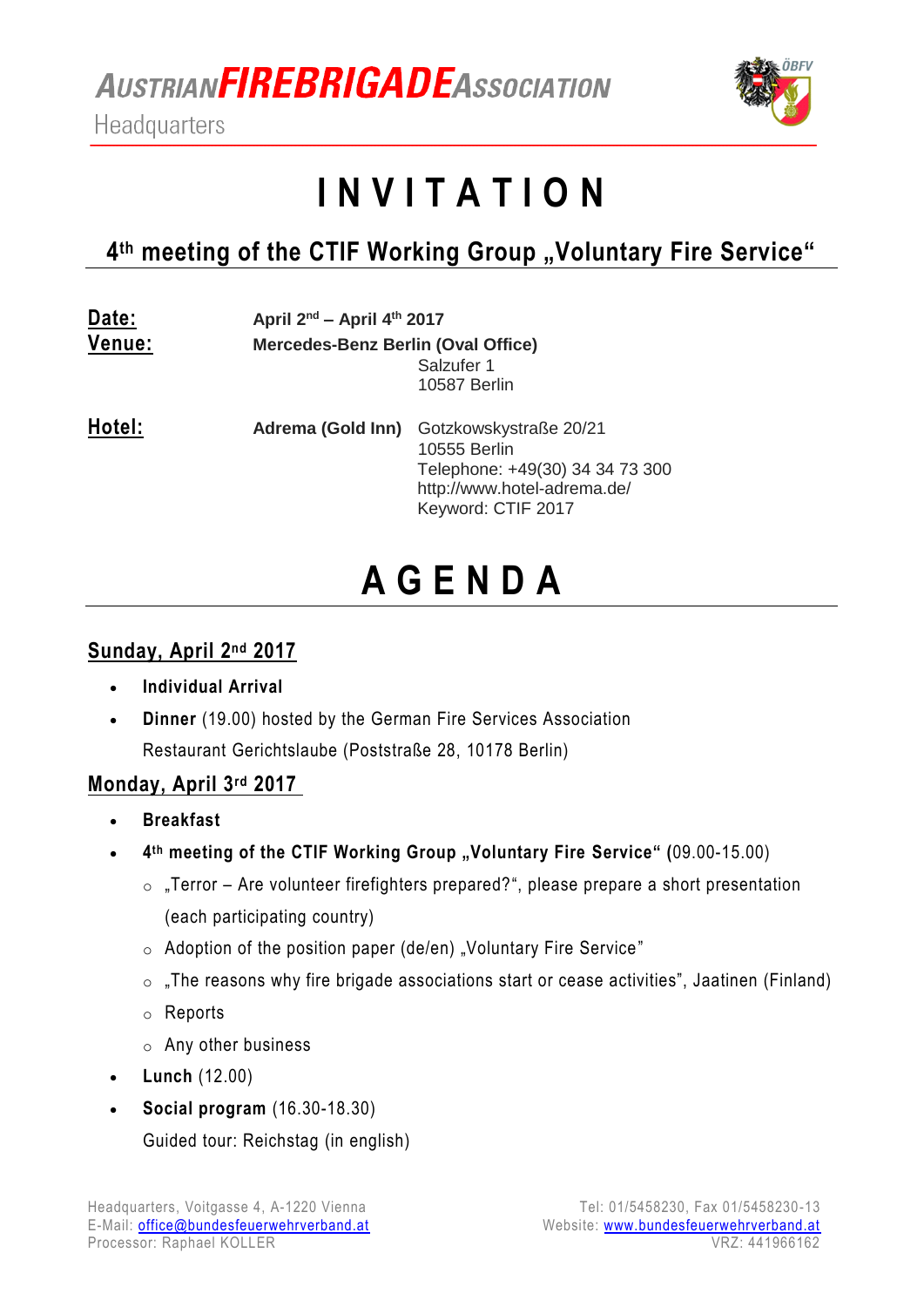**AUSTRIAN FIREBRIGADE ASSOCIATION**
Headquarters

# I N V I T A T I O N

## 4th meeting of the CTIF Working Group „Voluntary Fire Service"

**Date:** April 2nd – April 4th 2017

**Venue:** Mercedes-Benz Berlin (Oval Office)
Salzufer 1
10587 Berlin

**Hotel:** Adrema (Gold Inn)
Gotzkowskystraße 20/21
10555 Berlin
Telephone: +49(30) 34 34 73 300
http://www.hotel-adrema.de/
Keyword: CTIF 2017

# A G E N D A

### Sunday, April 2nd 2017

- **Individual Arrival**
- **Dinner** (19.00) hosted by the German Fire Services Association
  Restaurant Gerichtslaube (Poststraße 28, 10178 Berlin)

### Monday, April 3rd 2017

- **Breakfast**
- **4th meeting of the CTIF Working Group „Voluntary Fire Service" (**09.00-15.00)
  - „Terror – Are volunteer firefighters prepared?", please prepare a short presentation (each participating country)
  - Adoption of the position paper (de/en) „Voluntary Fire Service"
  - „The reasons why fire brigade associations start or cease activities", Jaatinen (Finland)
  - Reports
  - Any other business
- **Lunch** (12.00)
- **Social program** (16.30-18.30)
  Guided tour: Reichstag (in english)

Headquarters, Voitgasse 4, A-1220 Vienna
E-Mail: office@bundesfeuerwehrverband.at
Processor: Raphael KOLLER

Tel: 01/5458230, Fax 01/5458230-13
Website: www.bundesfeuerwehrverband.at
VRZ: 441966162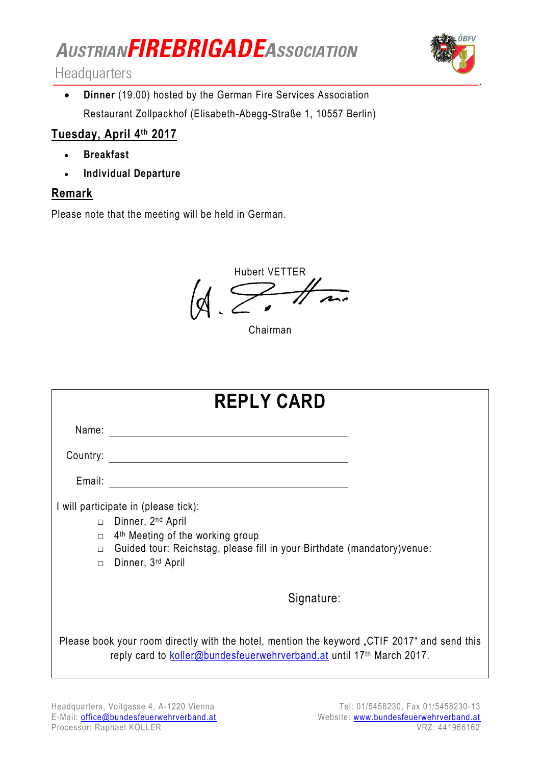- **Dinner** (19.00) hosted by the German Fire Services Association
  Restaurant Zollpackhof (Elisabeth-Abegg-Straße 1, 10557 Berlin)

## Tuesday, April 4th 2017

- **Breakfast**
- **Individual Departure**

## Remark

Please note that the meeting will be held in German.

Hubert VETTER

Chairman

# REPLY CARD

Name: \_\_\_\_\_\_\_\_\_\_\_\_\_\_\_\_\_\_\_\_\_\_\_\_\_\_\_\_\_\_\_\_\_\_\_\_

Country: \_\_\_\_\_\_\_\_\_\_\_\_\_\_\_\_\_\_\_\_\_\_\_\_\_\_\_\_\_\_\_\_\_\_\_\_

Email: \_\_\_\_\_\_\_\_\_\_\_\_\_\_\_\_\_\_\_\_\_\_\_\_\_\_\_\_\_\_\_\_\_\_\_\_

I will participate in (please tick):

- ☐ Dinner, 2nd April
- ☐ 4th Meeting of the working group
- ☐ Guided tour: Reichstag, please fill in your Birthdate (mandatory)venue:
- ☐ Dinner, 3rd April

Signature:

Please book your room directly with the hotel, mention the keyword „CTIF 2017" and send this reply card to koller@bundesfeuerwehrverband.at until 17th March 2017.